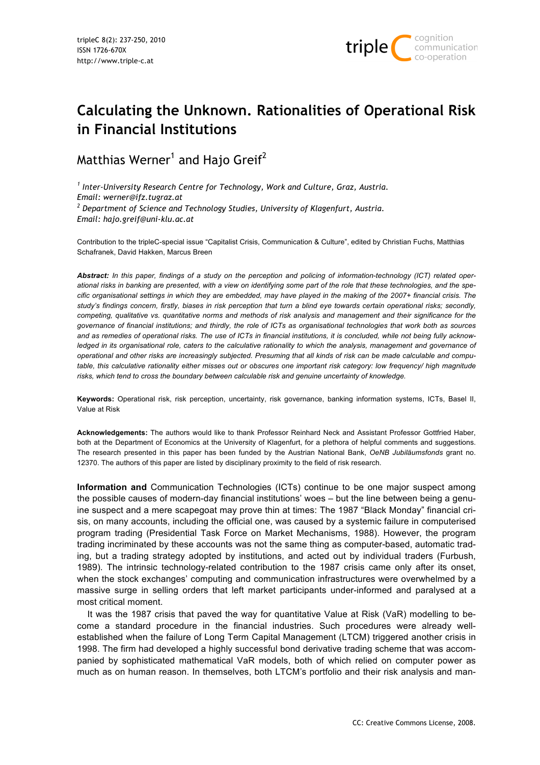# Calculating the Unknown. Rationalities of Operational Risk in Financial Institutions

Matthias Werner[1] and Hajo Greif[2]

*[1] Inter-University Research Centre for Technology, Work and Culture, Graz, Austria.*
*Email: werner@ifz.tugraz.at*
*[2] Department of Science and Technology Studies, University of Klagenfurt, Austria.*
*Email: hajo.greif@uni-klu.ac.at*

Contribution to the tripleC-special issue "Capitalist Crisis, Communication & Culture", edited by Christian Fuchs, Matthias Schafranek, David Hakken, Marcus Breen

***Abstract:*** *In this paper, findings of a study on the perception and policing of information-technology (ICT) related operational risks in banking are presented, with a view on identifying some part of the role that these technologies, and the specific organisational settings in which they are embedded, may have played in the making of the 2007+ financial crisis. The study's findings concern, firstly, biases in risk perception that turn a blind eye towards certain operational risks; secondly, competing, qualitative vs. quantitative norms and methods of risk analysis and management and their significance for the governance of financial institutions; and thirdly, the role of ICTs as organisational technologies that work both as sources and as remedies of operational risks. The use of ICTs in financial institutions, it is concluded, while not being fully acknowledged in its organisational role, caters to the calculative rationality to which the analysis, management and governance of operational and other risks are increasingly subjected. Presuming that all kinds of risk can be made calculable and computable, this calculative rationality either misses out or obscures one important risk category: low frequency/ high magnitude risks, which tend to cross the boundary between calculable risk and genuine uncertainty of knowledge.*

**Keywords:** Operational risk, risk perception, uncertainty, risk governance, banking information systems, ICTs, Basel II, Value at Risk

**Acknowledgements:** The authors would like to thank Professor Reinhard Neck and Assistant Professor Gottfried Haber, both at the Department of Economics at the University of Klagenfurt, for a plethora of helpful comments and suggestions. The research presented in this paper has been funded by the Austrian National Bank, *OeNB Jubiläumsfonds* grant no. 12370. The authors of this paper are listed by disciplinary proximity to the field of risk research.

**Information and** Communication Technologies (ICTs) continue to be one major suspect among the possible causes of modern-day financial institutions' woes – but the line between being a genuine suspect and a mere scapegoat may prove thin at times: The 1987 "Black Monday" financial crisis, on many accounts, including the official one, was caused by a systemic failure in computerised program trading (Presidential Task Force on Market Mechanisms, 1988). However, the program trading incriminated by these accounts was not the same thing as computer-based, automatic trading, but a trading strategy adopted by institutions, and acted out by individual traders (Furbush, 1989). The intrinsic technology-related contribution to the 1987 crisis came only after its onset, when the stock exchanges' computing and communication infrastructures were overwhelmed by a massive surge in selling orders that left market participants under-informed and paralysed at a most critical moment.

It was the 1987 crisis that paved the way for quantitative Value at Risk (VaR) modelling to become a standard procedure in the financial industries. Such procedures were already well-established when the failure of Long Term Capital Management (LTCM) triggered another crisis in 1998. The firm had developed a highly successful bond derivative trading scheme that was accompanied by sophisticated mathematical VaR models, both of which relied on computer power as much as on human reason. In themselves, both LTCM's portfolio and their risk analysis and man-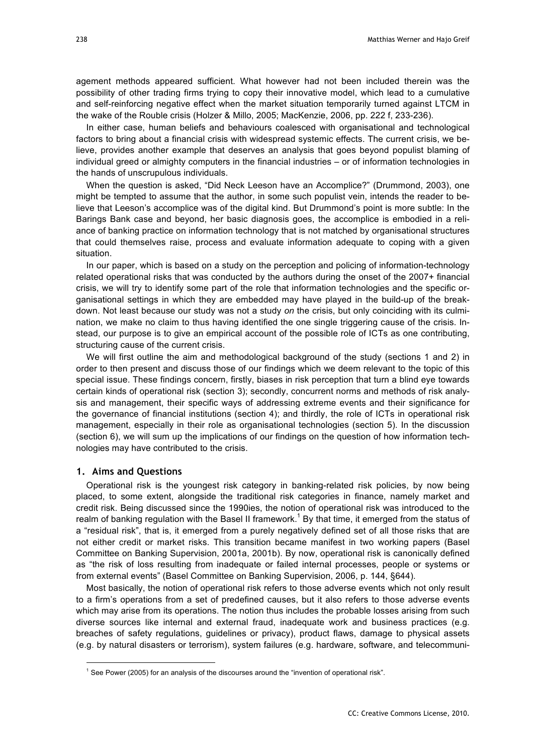agement methods appeared sufficient. What however had not been included therein was the possibility of other trading firms trying to copy their innovative model, which lead to a cumulative and self-reinforcing negative effect when the market situation temporarily turned against LTCM in the wake of the Rouble crisis (Holzer & Millo, 2005; MacKenzie, 2006, pp. 222 f, 233-236).

In either case, human beliefs and behaviours coalesced with organisational and technological factors to bring about a financial crisis with widespread systemic effects. The current crisis, we believe, provides another example that deserves an analysis that goes beyond populist blaming of individual greed or almighty computers in the financial industries – or of information technologies in the hands of unscrupulous individuals.

When the question is asked, "Did Neck Leeson have an Accomplice?" (Drummond, 2003), one might be tempted to assume that the author, in some such populist vein, intends the reader to believe that Leeson's accomplice was of the digital kind. But Drummond's point is more subtle: In the Barings Bank case and beyond, her basic diagnosis goes, the accomplice is embodied in a reliance of banking practice on information technology that is not matched by organisational structures that could themselves raise, process and evaluate information adequate to coping with a given situation.

In our paper, which is based on a study on the perception and policing of information-technology related operational risks that was conducted by the authors during the onset of the 2007+ financial crisis, we will try to identify some part of the role that information technologies and the specific organisational settings in which they are embedded may have played in the build-up of the breakdown. Not least because our study was not a study *on* the crisis, but only coinciding with its culmination, we make no claim to thus having identified the one single triggering cause of the crisis. Instead, our purpose is to give an empirical account of the possible role of ICTs as one contributing, structuring cause of the current crisis.

We will first outline the aim and methodological background of the study (sections 1 and 2) in order to then present and discuss those of our findings which we deem relevant to the topic of this special issue. These findings concern, firstly, biases in risk perception that turn a blind eye towards certain kinds of operational risk (section 3); secondly, concurrent norms and methods of risk analysis and management, their specific ways of addressing extreme events and their significance for the governance of financial institutions (section 4); and thirdly, the role of ICTs in operational risk management, especially in their role as organisational technologies (section 5). In the discussion (section 6), we will sum up the implications of our findings on the question of how information technologies may have contributed to the crisis.

## 1. Aims and Questions

Operational risk is the youngest risk category in banking-related risk policies, by now being placed, to some extent, alongside the traditional risk categories in finance, namely market and credit risk. Being discussed since the 1990ies, the notion of operational risk was introduced to the realm of banking regulation with the Basel II framework.[1] By that time, it emerged from the status of a "residual risk", that is, it emerged from a purely negatively defined set of all those risks that are not either credit or market risks. This transition became manifest in two working papers (Basel Committee on Banking Supervision, 2001a, 2001b). By now, operational risk is canonically defined as "the risk of loss resulting from inadequate or failed internal processes, people or systems or from external events" (Basel Committee on Banking Supervision, 2006, p. 144, §644).

Most basically, the notion of operational risk refers to those adverse events which not only result to a firm's operations from a set of predefined causes, but it also refers to those adverse events which may arise from its operations. The notion thus includes the probable losses arising from such diverse sources like internal and external fraud, inadequate work and business practices (e.g. breaches of safety regulations, guidelines or privacy), product flaws, damage to physical assets (e.g. by natural disasters or terrorism), system failures (e.g. hardware, software, and telecommuni-

[1] See Power (2005) for an analysis of the discourses around the "invention of operational risk".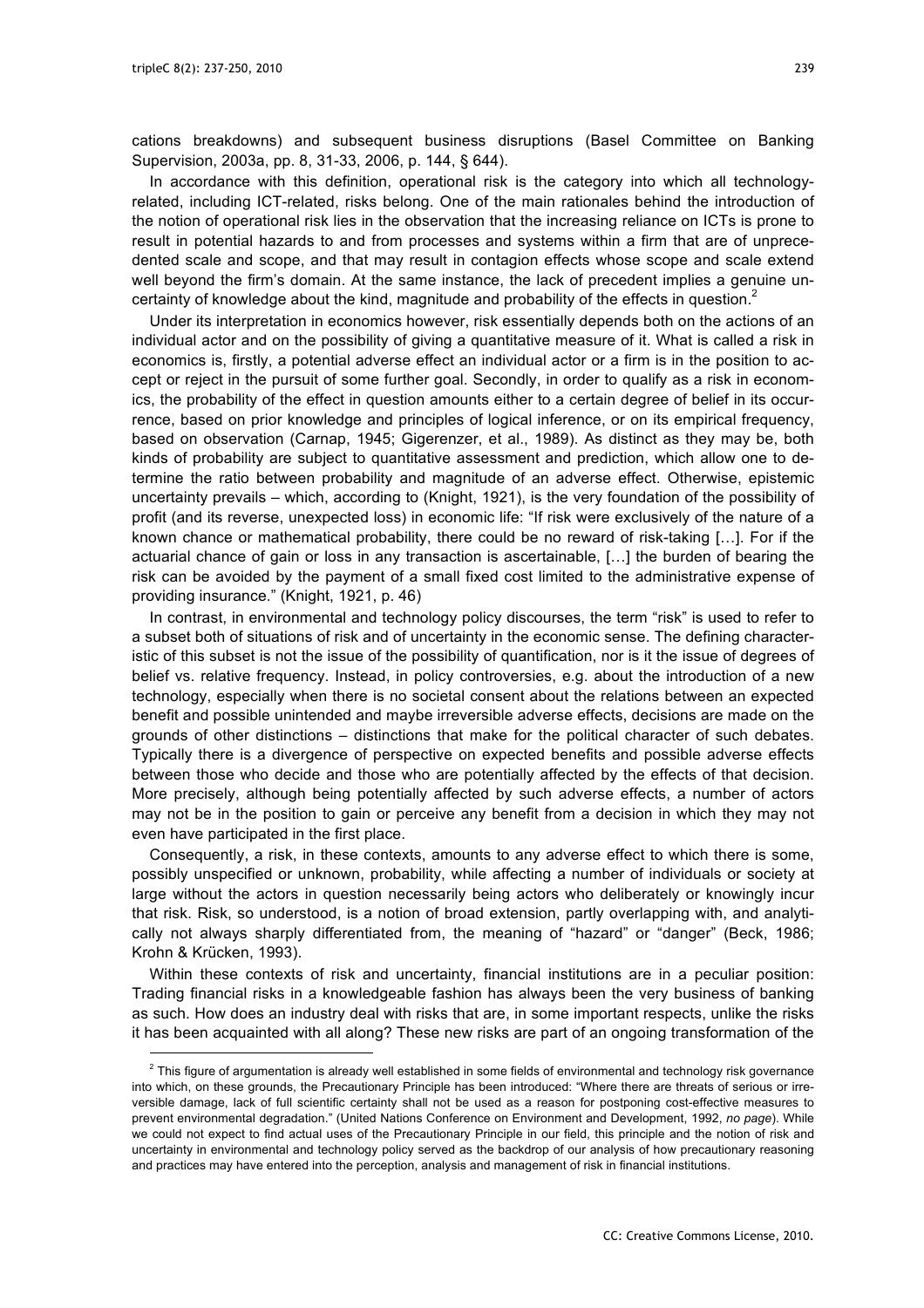cations breakdowns) and subsequent business disruptions (Basel Committee on Banking Supervision, 2003a, pp. 8, 31-33, 2006, p. 144, § 644).

In accordance with this definition, operational risk is the category into which all technology-related, including ICT-related, risks belong. One of the main rationales behind the introduction of the notion of operational risk lies in the observation that the increasing reliance on ICTs is prone to result in potential hazards to and from processes and systems within a firm that are of unprecedented scale and scope, and that may result in contagion effects whose scope and scale extend well beyond the firm's domain. At the same instance, the lack of precedent implies a genuine uncertainty of knowledge about the kind, magnitude and probability of the effects in question.[2]

Under its interpretation in economics however, risk essentially depends both on the actions of an individual actor and on the possibility of giving a quantitative measure of it. What is called a risk in economics is, firstly, a potential adverse effect an individual actor or a firm is in the position to accept or reject in the pursuit of some further goal. Secondly, in order to qualify as a risk in economics, the probability of the effect in question amounts either to a certain degree of belief in its occurrence, based on prior knowledge and principles of logical inference, or on its empirical frequency, based on observation (Carnap, 1945; Gigerenzer, et al., 1989). As distinct as they may be, both kinds of probability are subject to quantitative assessment and prediction, which allow one to determine the ratio between probability and magnitude of an adverse effect. Otherwise, epistemic uncertainty prevails – which, according to (Knight, 1921), is the very foundation of the possibility of profit (and its reverse, unexpected loss) in economic life: "If risk were exclusively of the nature of a known chance or mathematical probability, there could be no reward of risk-taking […]. For if the actuarial chance of gain or loss in any transaction is ascertainable, […] the burden of bearing the risk can be avoided by the payment of a small fixed cost limited to the administrative expense of providing insurance." (Knight, 1921, p. 46)

In contrast, in environmental and technology policy discourses, the term "risk" is used to refer to a subset both of situations of risk and of uncertainty in the economic sense. The defining characteristic of this subset is not the issue of the possibility of quantification, nor is it the issue of degrees of belief vs. relative frequency. Instead, in policy controversies, e.g. about the introduction of a new technology, especially when there is no societal consent about the relations between an expected benefit and possible unintended and maybe irreversible adverse effects, decisions are made on the grounds of other distinctions – distinctions that make for the political character of such debates. Typically there is a divergence of perspective on expected benefits and possible adverse effects between those who decide and those who are potentially affected by the effects of that decision. More precisely, although being potentially affected by such adverse effects, a number of actors may not be in the position to gain or perceive any benefit from a decision in which they may not even have participated in the first place.

Consequently, a risk, in these contexts, amounts to any adverse effect to which there is some, possibly unspecified or unknown, probability, while affecting a number of individuals or society at large without the actors in question necessarily being actors who deliberately or knowingly incur that risk. Risk, so understood, is a notion of broad extension, partly overlapping with, and analytically not always sharply differentiated from, the meaning of "hazard" or "danger" (Beck, 1986; Krohn & Krücken, 1993).

Within these contexts of risk and uncertainty, financial institutions are in a peculiar position: Trading financial risks in a knowledgeable fashion has always been the very business of banking as such. How does an industry deal with risks that are, in some important respects, unlike the risks it has been acquainted with all along? These new risks are part of an ongoing transformation of the

[2] This figure of argumentation is already well established in some fields of environmental and technology risk governance into which, on these grounds, the Precautionary Principle has been introduced: "Where there are threats of serious or irreversible damage, lack of full scientific certainty shall not be used as a reason for postponing cost-effective measures to prevent environmental degradation." (United Nations Conference on Environment and Development, 1992, *no page*). While we could not expect to find actual uses of the Precautionary Principle in our field, this principle and the notion of risk and uncertainty in environmental and technology policy served as the backdrop of our analysis of how precautionary reasoning and practices may have entered into the perception, analysis and management of risk in financial institutions.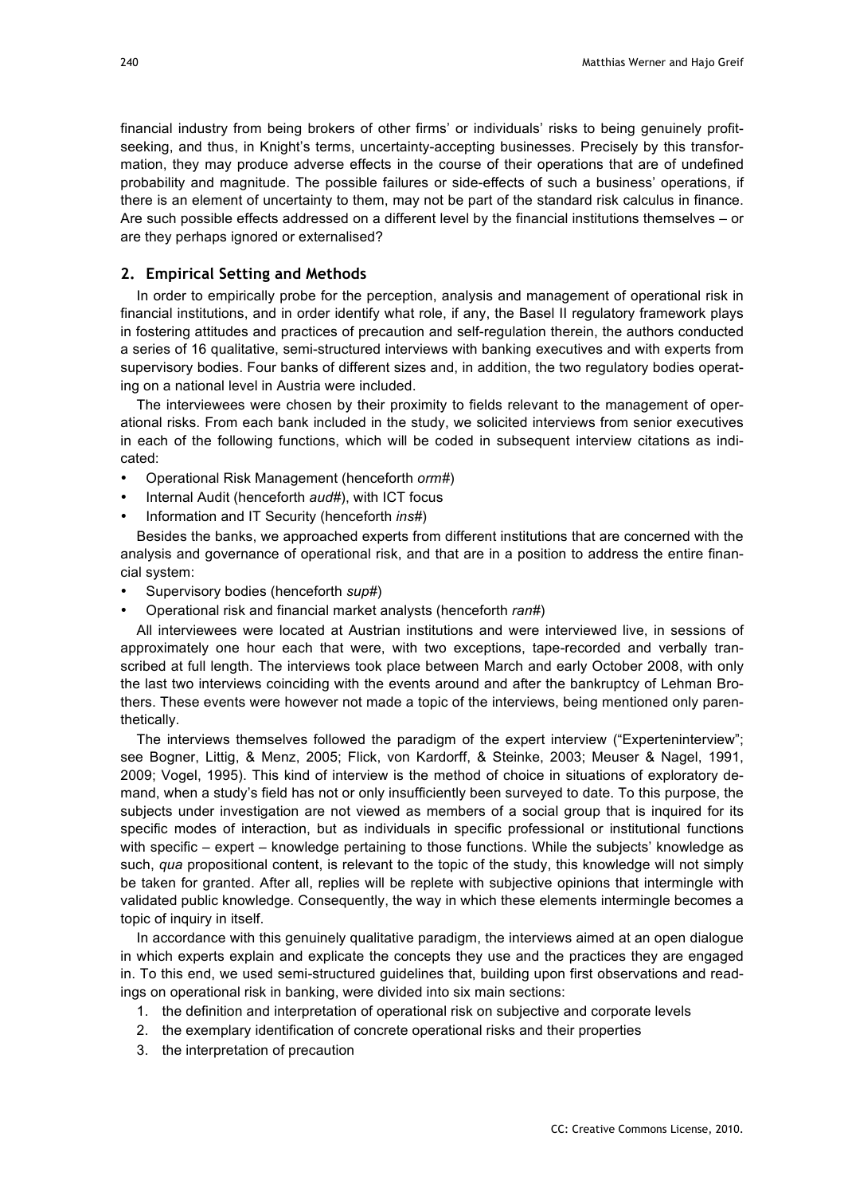financial industry from being brokers of other firms' or individuals' risks to being genuinely profit-seeking, and thus, in Knight's terms, uncertainty-accepting businesses. Precisely by this transformation, they may produce adverse effects in the course of their operations that are of undefined probability and magnitude. The possible failures or side-effects of such a business' operations, if there is an element of uncertainty to them, may not be part of the standard risk calculus in finance. Are such possible effects addressed on a different level by the financial institutions themselves – or are they perhaps ignored or externalised?

## 2. Empirical Setting and Methods

In order to empirically probe for the perception, analysis and management of operational risk in financial institutions, and in order identify what role, if any, the Basel II regulatory framework plays in fostering attitudes and practices of precaution and self-regulation therein, the authors conducted a series of 16 qualitative, semi-structured interviews with banking executives and with experts from supervisory bodies. Four banks of different sizes and, in addition, the two regulatory bodies operating on a national level in Austria were included.

The interviewees were chosen by their proximity to fields relevant to the management of operational risks. From each bank included in the study, we solicited interviews from senior executives in each of the following functions, which will be coded in subsequent interview citations as indicated:

- Operational Risk Management (henceforth *orm#*)
- Internal Audit (henceforth *aud#*), with ICT focus
- Information and IT Security (henceforth *ins#*)

Besides the banks, we approached experts from different institutions that are concerned with the analysis and governance of operational risk, and that are in a position to address the entire financial system:

- Supervisory bodies (henceforth *sup#*)
- Operational risk and financial market analysts (henceforth *ran#*)

All interviewees were located at Austrian institutions and were interviewed live, in sessions of approximately one hour each that were, with two exceptions, tape-recorded and verbally transcribed at full length. The interviews took place between March and early October 2008, with only the last two interviews coinciding with the events around and after the bankruptcy of Lehman Brothers. These events were however not made a topic of the interviews, being mentioned only parenthetically.

The interviews themselves followed the paradigm of the expert interview ("Experteninterview"; see Bogner, Littig, & Menz, 2005; Flick, von Kardorff, & Steinke, 2003; Meuser & Nagel, 1991, 2009; Vogel, 1995). This kind of interview is the method of choice in situations of exploratory demand, when a study's field has not or only insufficiently been surveyed to date. To this purpose, the subjects under investigation are not viewed as members of a social group that is inquired for its specific modes of interaction, but as individuals in specific professional or institutional functions with specific – expert – knowledge pertaining to those functions. While the subjects' knowledge as such, *qua* propositional content, is relevant to the topic of the study, this knowledge will not simply be taken for granted. After all, replies will be replete with subjective opinions that intermingle with validated public knowledge. Consequently, the way in which these elements intermingle becomes a topic of inquiry in itself.

In accordance with this genuinely qualitative paradigm, the interviews aimed at an open dialogue in which experts explain and explicate the concepts they use and the practices they are engaged in. To this end, we used semi-structured guidelines that, building upon first observations and readings on operational risk in banking, were divided into six main sections:

1. the definition and interpretation of operational risk on subjective and corporate levels
2. the exemplary identification of concrete operational risks and their properties
3. the interpretation of precaution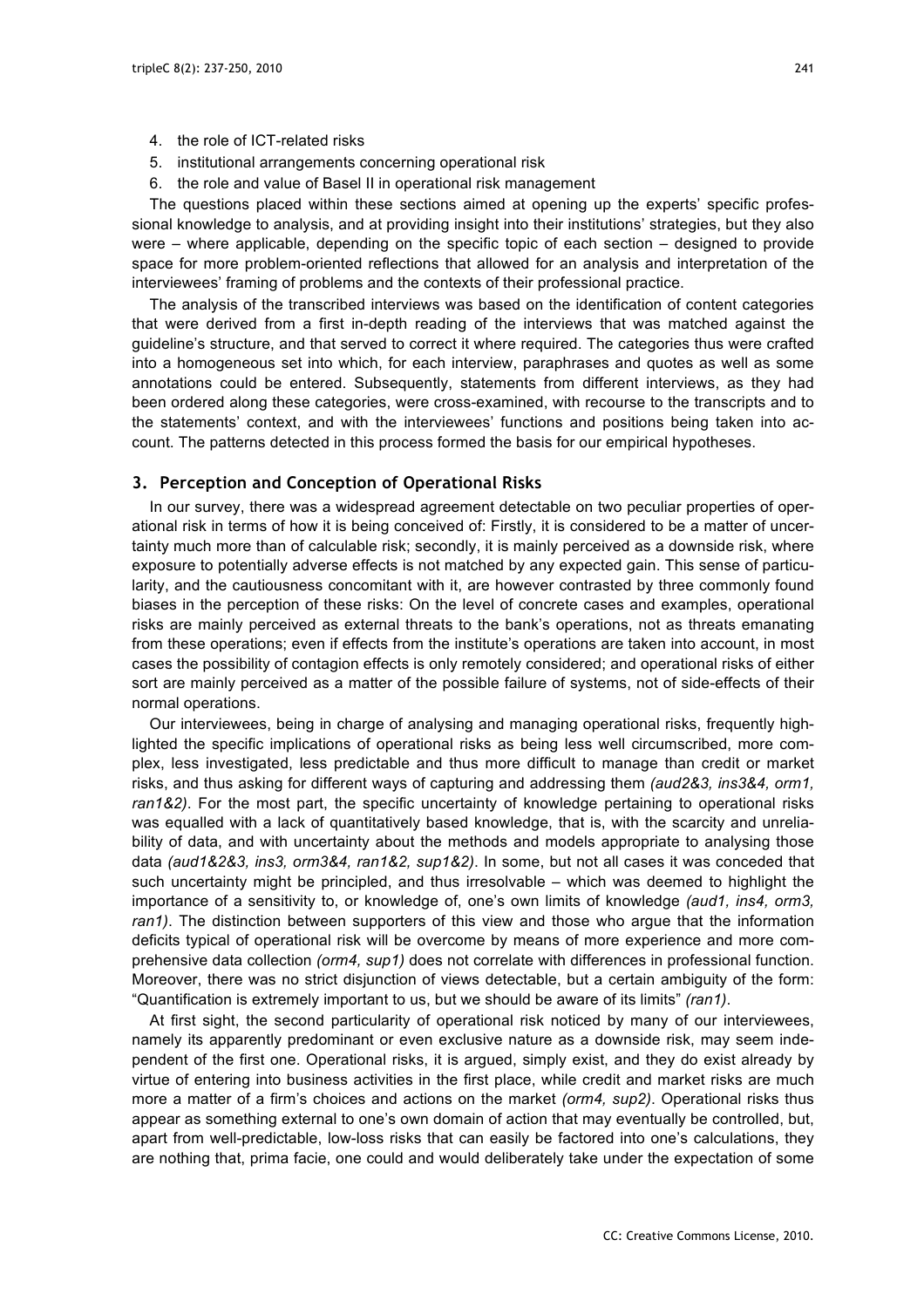4. the role of ICT-related risks
5. institutional arrangements concerning operational risk
6. the role and value of Basel II in operational risk management

The questions placed within these sections aimed at opening up the experts' specific professional knowledge to analysis, and at providing insight into their institutions' strategies, but they also were – where applicable, depending on the specific topic of each section – designed to provide space for more problem-oriented reflections that allowed for an analysis and interpretation of the interviewees' framing of problems and the contexts of their professional practice.

The analysis of the transcribed interviews was based on the identification of content categories that were derived from a first in-depth reading of the interviews that was matched against the guideline's structure, and that served to correct it where required. The categories thus were crafted into a homogeneous set into which, for each interview, paraphrases and quotes as well as some annotations could be entered. Subsequently, statements from different interviews, as they had been ordered along these categories, were cross-examined, with recourse to the transcripts and to the statements' context, and with the interviewees' functions and positions being taken into account. The patterns detected in this process formed the basis for our empirical hypotheses.

## 3. Perception and Conception of Operational Risks

In our survey, there was a widespread agreement detectable on two peculiar properties of operational risk in terms of how it is being conceived of: Firstly, it is considered to be a matter of uncertainty much more than of calculable risk; secondly, it is mainly perceived as a downside risk, where exposure to potentially adverse effects is not matched by any expected gain. This sense of particularity, and the cautiousness concomitant with it, are however contrasted by three commonly found biases in the perception of these risks: On the level of concrete cases and examples, operational risks are mainly perceived as external threats to the bank's operations, not as threats emanating from these operations; even if effects from the institute's operations are taken into account, in most cases the possibility of contagion effects is only remotely considered; and operational risks of either sort are mainly perceived as a matter of the possible failure of systems, not of side-effects of their normal operations.

Our interviewees, being in charge of analysing and managing operational risks, frequently highlighted the specific implications of operational risks as being less well circumscribed, more complex, less investigated, less predictable and thus more difficult to manage than credit or market risks, and thus asking for different ways of capturing and addressing them *(aud2&3, ins3&4, orm1, ran1&2)*. For the most part, the specific uncertainty of knowledge pertaining to operational risks was equalled with a lack of quantitatively based knowledge, that is, with the scarcity and unreliability of data, and with uncertainty about the methods and models appropriate to analysing those data *(aud1&2&3, ins3, orm3&4, ran1&2, sup1&2)*. In some, but not all cases it was conceded that such uncertainty might be principled, and thus irresolvable – which was deemed to highlight the importance of a sensitivity to, or knowledge of, one's own limits of knowledge *(aud1, ins4, orm3, ran1)*. The distinction between supporters of this view and those who argue that the information deficits typical of operational risk will be overcome by means of more experience and more comprehensive data collection *(orm4, sup1)* does not correlate with differences in professional function. Moreover, there was no strict disjunction of views detectable, but a certain ambiguity of the form: "Quantification is extremely important to us, but we should be aware of its limits" *(ran1)*.

At first sight, the second particularity of operational risk noticed by many of our interviewees, namely its apparently predominant or even exclusive nature as a downside risk, may seem independent of the first one. Operational risks, it is argued, simply exist, and they do exist already by virtue of entering into business activities in the first place, while credit and market risks are much more a matter of a firm's choices and actions on the market *(orm4, sup2)*. Operational risks thus appear as something external to one's own domain of action that may eventually be controlled, but, apart from well-predictable, low-loss risks that can easily be factored into one's calculations, they are nothing that, prima facie, one could and would deliberately take under the expectation of some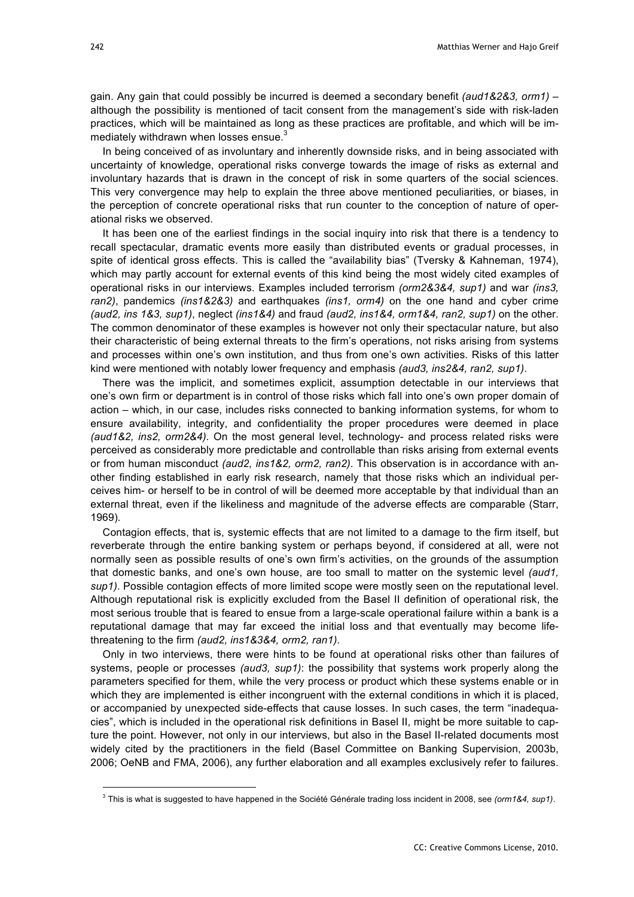gain. Any gain that could possibly be incurred is deemed a secondary benefit *(aud1&2&3, orm1)* – although the possibility is mentioned of tacit consent from the management's side with risk-laden practices, which will be maintained as long as these practices are profitable, and which will be immediately withdrawn when losses ensue.[3]

In being conceived of as involuntary and inherently downside risks, and in being associated with uncertainty of knowledge, operational risks converge towards the image of risks as external and involuntary hazards that is drawn in the concept of risk in some quarters of the social sciences. This very convergence may help to explain the three above mentioned peculiarities, or biases, in the perception of concrete operational risks that run counter to the conception of nature of operational risks we observed.

It has been one of the earliest findings in the social inquiry into risk that there is a tendency to recall spectacular, dramatic events more easily than distributed events or gradual processes, in spite of identical gross effects. This is called the "availability bias" (Tversky & Kahneman, 1974), which may partly account for external events of this kind being the most widely cited examples of operational risks in our interviews. Examples included terrorism *(orm2&3&4, sup1)* and war *(ins3, ran2)*, pandemics *(ins1&2&3)* and earthquakes *(ins1, orm4)* on the one hand and cyber crime *(aud2, ins 1&3, sup1)*, neglect *(ins1&4)* and fraud *(aud2, ins1&4, orm1&4, ran2, sup1)* on the other. The common denominator of these examples is however not only their spectacular nature, but also their characteristic of being external threats to the firm's operations, not risks arising from systems and processes within one's own institution, and thus from one's own activities. Risks of this latter kind were mentioned with notably lower frequency and emphasis *(aud3, ins2&4, ran2, sup1)*.

There was the implicit, and sometimes explicit, assumption detectable in our interviews that one's own firm or department is in control of those risks which fall into one's own proper domain of action – which, in our case, includes risks connected to banking information systems, for whom to ensure availability, integrity, and confidentiality the proper procedures were deemed in place *(aud1&2, ins2, orm2&4)*. On the most general level, technology- and process related risks were perceived as considerably more predictable and controllable than risks arising from external events or from human misconduct *(aud2, ins1&2, orm2, ran2)*. This observation is in accordance with another finding established in early risk research, namely that those risks which an individual perceives him- or herself to be in control of will be deemed more acceptable by that individual than an external threat, even if the likeliness and magnitude of the adverse effects are comparable (Starr, 1969).

Contagion effects, that is, systemic effects that are not limited to a damage to the firm itself, but reverberate through the entire banking system or perhaps beyond, if considered at all, were not normally seen as possible results of one's own firm's activities, on the grounds of the assumption that domestic banks, and one's own house, are too small to matter on the systemic level *(aud1, sup1)*. Possible contagion effects of more limited scope were mostly seen on the reputational level. Although reputational risk is explicitly excluded from the Basel II definition of operational risk, the most serious trouble that is feared to ensue from a large-scale operational failure within a bank is a reputational damage that may far exceed the initial loss and that eventually may become life-threatening to the firm *(aud2, ins1&3&4, orm2, ran1)*.

Only in two interviews, there were hints to be found at operational risks other than failures of systems, people or processes *(aud3, sup1)*: the possibility that systems work properly along the parameters specified for them, while the very process or product which these systems enable or in which they are implemented is either incongruent with the external conditions in which it is placed, or accompanied by unexpected side-effects that cause losses. In such cases, the term "inadequacies", which is included in the operational risk definitions in Basel II, might be more suitable to capture the point. However, not only in our interviews, but also in the Basel II-related documents most widely cited by the practitioners in the field (Basel Committee on Banking Supervision, 2003b, 2006; OeNB and FMA, 2006), any further elaboration and all examples exclusively refer to failures.

[3] This is what is suggested to have happened in the Société Générale trading loss incident in 2008, see *(orm1&4, sup1)*.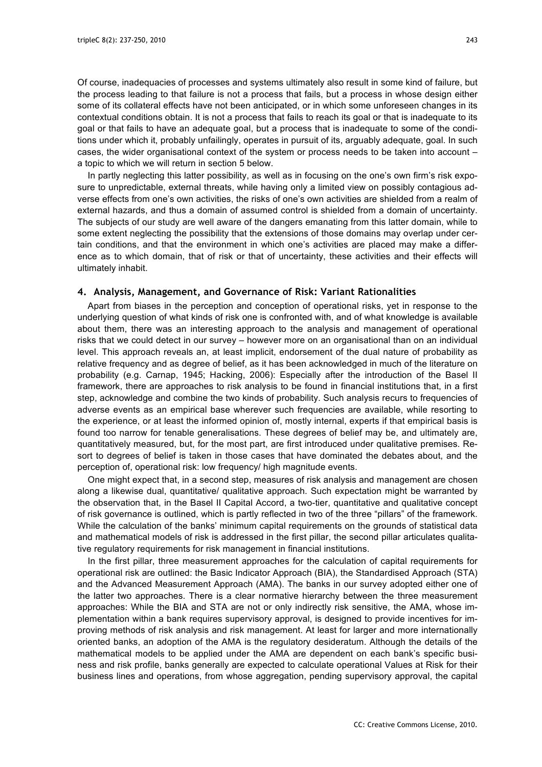Of course, inadequacies of processes and systems ultimately also result in some kind of failure, but the process leading to that failure is not a process that fails, but a process in whose design either some of its collateral effects have not been anticipated, or in which some unforeseen changes in its contextual conditions obtain. It is not a process that fails to reach its goal or that is inadequate to its goal or that fails to have an adequate goal, but a process that is inadequate to some of the conditions under which it, probably unfailingly, operates in pursuit of its, arguably adequate, goal. In such cases, the wider organisational context of the system or process needs to be taken into account – a topic to which we will return in section 5 below.

In partly neglecting this latter possibility, as well as in focusing on the one's own firm's risk exposure to unpredictable, external threats, while having only a limited view on possibly contagious adverse effects from one's own activities, the risks of one's own activities are shielded from a realm of external hazards, and thus a domain of assumed control is shielded from a domain of uncertainty. The subjects of our study are well aware of the dangers emanating from this latter domain, while to some extent neglecting the possibility that the extensions of those domains may overlap under certain conditions, and that the environment in which one's activities are placed may make a difference as to which domain, that of risk or that of uncertainty, these activities and their effects will ultimately inhabit.

## 4. Analysis, Management, and Governance of Risk: Variant Rationalities

Apart from biases in the perception and conception of operational risks, yet in response to the underlying question of what kinds of risk one is confronted with, and of what knowledge is available about them, there was an interesting approach to the analysis and management of operational risks that we could detect in our survey – however more on an organisational than on an individual level. This approach reveals an, at least implicit, endorsement of the dual nature of probability as relative frequency and as degree of belief, as it has been acknowledged in much of the literature on probability (e.g. Carnap, 1945; Hacking, 2006): Especially after the introduction of the Basel II framework, there are approaches to risk analysis to be found in financial institutions that, in a first step, acknowledge and combine the two kinds of probability. Such analysis recurs to frequencies of adverse events as an empirical base wherever such frequencies are available, while resorting to the experience, or at least the informed opinion of, mostly internal, experts if that empirical basis is found too narrow for tenable generalisations. These degrees of belief may be, and ultimately are, quantitatively measured, but, for the most part, are first introduced under qualitative premises. Resort to degrees of belief is taken in those cases that have dominated the debates about, and the perception of, operational risk: low frequency/ high magnitude events.

One might expect that, in a second step, measures of risk analysis and management are chosen along a likewise dual, quantitative/ qualitative approach. Such expectation might be warranted by the observation that, in the Basel II Capital Accord, a two-tier, quantitative and qualitative concept of risk governance is outlined, which is partly reflected in two of the three "pillars" of the framework. While the calculation of the banks' minimum capital requirements on the grounds of statistical data and mathematical models of risk is addressed in the first pillar, the second pillar articulates qualitative regulatory requirements for risk management in financial institutions.

In the first pillar, three measurement approaches for the calculation of capital requirements for operational risk are outlined: the Basic Indicator Approach (BIA), the Standardised Approach (STA) and the Advanced Measurement Approach (AMA). The banks in our survey adopted either one of the latter two approaches. There is a clear normative hierarchy between the three measurement approaches: While the BIA and STA are not or only indirectly risk sensitive, the AMA, whose implementation within a bank requires supervisory approval, is designed to provide incentives for improving methods of risk analysis and risk management. At least for larger and more internationally oriented banks, an adoption of the AMA is the regulatory desideratum. Although the details of the mathematical models to be applied under the AMA are dependent on each bank's specific business and risk profile, banks generally are expected to calculate operational Values at Risk for their business lines and operations, from whose aggregation, pending supervisory approval, the capital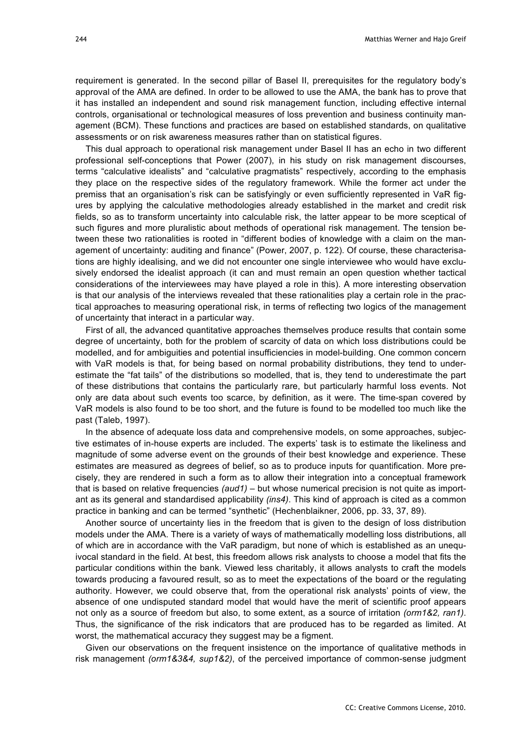requirement is generated. In the second pillar of Basel II, prerequisites for the regulatory body's approval of the AMA are defined. In order to be allowed to use the AMA, the bank has to prove that it has installed an independent and sound risk management function, including effective internal controls, organisational or technological measures of loss prevention and business continuity management (BCM). These functions and practices are based on established standards, on qualitative assessments or on risk awareness measures rather than on statistical figures.

This dual approach to operational risk management under Basel II has an echo in two different professional self-conceptions that Power (2007), in his study on risk management discourses, terms "calculative idealists" and "calculative pragmatists" respectively, according to the emphasis they place on the respective sides of the regulatory framework. While the former act under the premiss that an organisation's risk can be satisfyingly or even sufficiently represented in VaR figures by applying the calculative methodologies already established in the market and credit risk fields, so as to transform uncertainty into calculable risk, the latter appear to be more sceptical of such figures and more pluralistic about methods of operational risk management. The tension between these two rationalities is rooted in "different bodies of knowledge with a claim on the management of uncertainty: auditing and finance" (Power, 2007, p. 122). Of course, these characterisations are highly idealising, and we did not encounter one single interviewee who would have exclusively endorsed the idealist approach (it can and must remain an open question whether tactical considerations of the interviewees may have played a role in this). A more interesting observation is that our analysis of the interviews revealed that these rationalities play a certain role in the practical approaches to measuring operational risk, in terms of reflecting two logics of the management of uncertainty that interact in a particular way.

First of all, the advanced quantitative approaches themselves produce results that contain some degree of uncertainty, both for the problem of scarcity of data on which loss distributions could be modelled, and for ambiguities and potential insufficiencies in model-building. One common concern with VaR models is that, for being based on normal probability distributions, they tend to underestimate the "fat tails" of the distributions so modelled, that is, they tend to underestimate the part of these distributions that contains the particularly rare, but particularly harmful loss events. Not only are data about such events too scarce, by definition, as it were. The time-span covered by VaR models is also found to be too short, and the future is found to be modelled too much like the past (Taleb, 1997).

In the absence of adequate loss data and comprehensive models, on some approaches, subjective estimates of in-house experts are included. The experts' task is to estimate the likeliness and magnitude of some adverse event on the grounds of their best knowledge and experience. These estimates are measured as degrees of belief, so as to produce inputs for quantification. More precisely, they are rendered in such a form as to allow their integration into a conceptual framework that is based on relative frequencies *(aud1)* – but whose numerical precision is not quite as important as its general and standardised applicability *(ins4)*. This kind of approach is cited as a common practice in banking and can be termed "synthetic" (Hechenblaikner, 2006, pp. 33, 37, 89).

Another source of uncertainty lies in the freedom that is given to the design of loss distribution models under the AMA. There is a variety of ways of mathematically modelling loss distributions, all of which are in accordance with the VaR paradigm, but none of which is established as an unequivocal standard in the field. At best, this freedom allows risk analysts to choose a model that fits the particular conditions within the bank. Viewed less charitably, it allows analysts to craft the models towards producing a favoured result, so as to meet the expectations of the board or the regulating authority. However, we could observe that, from the operational risk analysts' points of view, the absence of one undisputed standard model that would have the merit of scientific proof appears not only as a source of freedom but also, to some extent, as a source of irritation *(orm1&2, ran1)*. Thus, the significance of the risk indicators that are produced has to be regarded as limited. At worst, the mathematical accuracy they suggest may be a figment.

Given our observations on the frequent insistence on the importance of qualitative methods in risk management *(orm1&3&4, sup1&2)*, of the perceived importance of common-sense judgment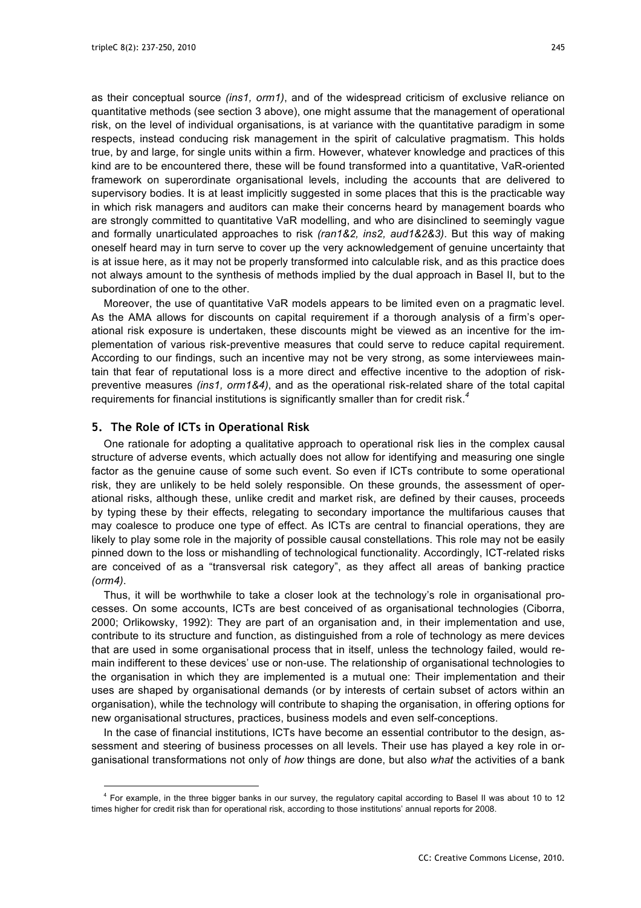as their conceptual source *(ins1, orm1)*, and of the widespread criticism of exclusive reliance on quantitative methods (see section 3 above), one might assume that the management of operational risk, on the level of individual organisations, is at variance with the quantitative paradigm in some respects, instead conducing risk management in the spirit of calculative pragmatism. This holds true, by and large, for single units within a firm. However, whatever knowledge and practices of this kind are to be encountered there, these will be found transformed into a quantitative, VaR-oriented framework on superordinate organisational levels, including the accounts that are delivered to supervisory bodies. It is at least implicitly suggested in some places that this is the practicable way in which risk managers and auditors can make their concerns heard by management boards who are strongly committed to quantitative VaR modelling, and who are disinclined to seemingly vague and formally unarticulated approaches to risk *(ran1&2, ins2, aud1&2&3)*. But this way of making oneself heard may in turn serve to cover up the very acknowledgement of genuine uncertainty that is at issue here, as it may not be properly transformed into calculable risk, and as this practice does not always amount to the synthesis of methods implied by the dual approach in Basel II, but to the subordination of one to the other.

Moreover, the use of quantitative VaR models appears to be limited even on a pragmatic level. As the AMA allows for discounts on capital requirement if a thorough analysis of a firm's operational risk exposure is undertaken, these discounts might be viewed as an incentive for the implementation of various risk-preventive measures that could serve to reduce capital requirement. According to our findings, such an incentive may not be very strong, as some interviewees maintain that fear of reputational loss is a more direct and effective incentive to the adoption of risk-preventive measures *(ins1, orm1&4)*, and as the operational risk-related share of the total capital requirements for financial institutions is significantly smaller than for credit risk.[4]

## 5. The Role of ICTs in Operational Risk

One rationale for adopting a qualitative approach to operational risk lies in the complex causal structure of adverse events, which actually does not allow for identifying and measuring one single factor as the genuine cause of some such event. So even if ICTs contribute to some operational risk, they are unlikely to be held solely responsible. On these grounds, the assessment of operational risks, although these, unlike credit and market risk, are defined by their causes, proceeds by typing these by their effects, relegating to secondary importance the multifarious causes that may coalesce to produce one type of effect. As ICTs are central to financial operations, they are likely to play some role in the majority of possible causal constellations. This role may not be easily pinned down to the loss or mishandling of technological functionality. Accordingly, ICT-related risks are conceived of as a "transversal risk category", as they affect all areas of banking practice *(orm4)*.

Thus, it will be worthwhile to take a closer look at the technology's role in organisational processes. On some accounts, ICTs are best conceived of as organisational technologies (Ciborra, 2000; Orlikowsky, 1992): They are part of an organisation and, in their implementation and use, contribute to its structure and function, as distinguished from a role of technology as mere devices that are used in some organisational process that in itself, unless the technology failed, would remain indifferent to these devices' use or non-use. The relationship of organisational technologies to the organisation in which they are implemented is a mutual one: Their implementation and their uses are shaped by organisational demands (or by interests of certain subset of actors within an organisation), while the technology will contribute to shaping the organisation, in offering options for new organisational structures, practices, business models and even self-conceptions.

In the case of financial institutions, ICTs have become an essential contributor to the design, assessment and steering of business processes on all levels. Their use has played a key role in organisational transformations not only of *how* things are done, but also *what* the activities of a bank

---

[4] For example, in the three bigger banks in our survey, the regulatory capital according to Basel II was about 10 to 12 times higher for credit risk than for operational risk, according to those institutions' annual reports for 2008.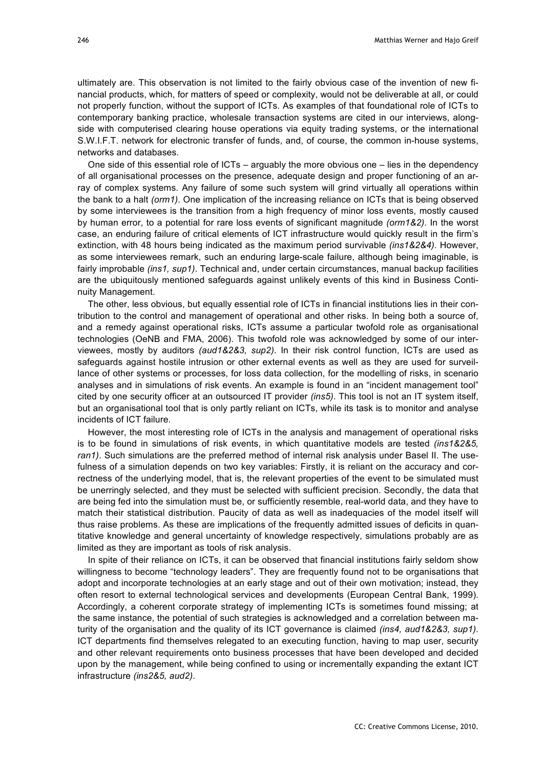ultimately are. This observation is not limited to the fairly obvious case of the invention of new financial products, which, for matters of speed or complexity, would not be deliverable at all, or could not properly function, without the support of ICTs. As examples of that foundational role of ICTs to contemporary banking practice, wholesale transaction systems are cited in our interviews, alongside with computerised clearing house operations via equity trading systems, or the international S.W.I.F.T. network for electronic transfer of funds, and, of course, the common in-house systems, networks and databases.

One side of this essential role of ICTs – arguably the more obvious one – lies in the dependency of all organisational processes on the presence, adequate design and proper functioning of an array of complex systems. Any failure of some such system will grind virtually all operations within the bank to a halt *(orm1)*. One implication of the increasing reliance on ICTs that is being observed by some interviewees is the transition from a high frequency of minor loss events, mostly caused by human error, to a potential for rare loss events of significant magnitude *(orm1&2)*. In the worst case, an enduring failure of critical elements of ICT infrastructure would quickly result in the firm's extinction, with 48 hours being indicated as the maximum period survivable *(ins1&2&4)*. However, as some interviewees remark, such an enduring large-scale failure, although being imaginable, is fairly improbable *(ins1, sup1)*. Technical and, under certain circumstances, manual backup facilities are the ubiquitously mentioned safeguards against unlikely events of this kind in Business Continuity Management.

The other, less obvious, but equally essential role of ICTs in financial institutions lies in their contribution to the control and management of operational and other risks. In being both a source of, and a remedy against operational risks, ICTs assume a particular twofold role as organisational technologies (OeNB and FMA, 2006). This twofold role was acknowledged by some of our interviewees, mostly by auditors *(aud1&2&3, sup2)*. In their risk control function, ICTs are used as safeguards against hostile intrusion or other external events as well as they are used for surveillance of other systems or processes, for loss data collection, for the modelling of risks, in scenario analyses and in simulations of risk events. An example is found in an "incident management tool" cited by one security officer at an outsourced IT provider *(ins5)*. This tool is not an IT system itself, but an organisational tool that is only partly reliant on ICTs, while its task is to monitor and analyse incidents of ICT failure.

However, the most interesting role of ICTs in the analysis and management of operational risks is to be found in simulations of risk events, in which quantitative models are tested *(ins1&2&5, ran1)*. Such simulations are the preferred method of internal risk analysis under Basel II. The usefulness of a simulation depends on two key variables: Firstly, it is reliant on the accuracy and correctness of the underlying model, that is, the relevant properties of the event to be simulated must be unerringly selected, and they must be selected with sufficient precision. Secondly, the data that are being fed into the simulation must be, or sufficiently resemble, real-world data, and they have to match their statistical distribution. Paucity of data as well as inadequacies of the model itself will thus raise problems. As these are implications of the frequently admitted issues of deficits in quantitative knowledge and general uncertainty of knowledge respectively, simulations probably are as limited as they are important as tools of risk analysis.

In spite of their reliance on ICTs, it can be observed that financial institutions fairly seldom show willingness to become "technology leaders". They are frequently found not to be organisations that adopt and incorporate technologies at an early stage and out of their own motivation; instead, they often resort to external technological services and developments (European Central Bank, 1999). Accordingly, a coherent corporate strategy of implementing ICTs is sometimes found missing; at the same instance, the potential of such strategies is acknowledged and a correlation between maturity of the organisation and the quality of its ICT governance is claimed *(ins4, aud1&2&3, sup1)*. ICT departments find themselves relegated to an executing function, having to map user, security and other relevant requirements onto business processes that have been developed and decided upon by the management, while being confined to using or incrementally expanding the extant ICT infrastructure *(ins2&5, aud2)*.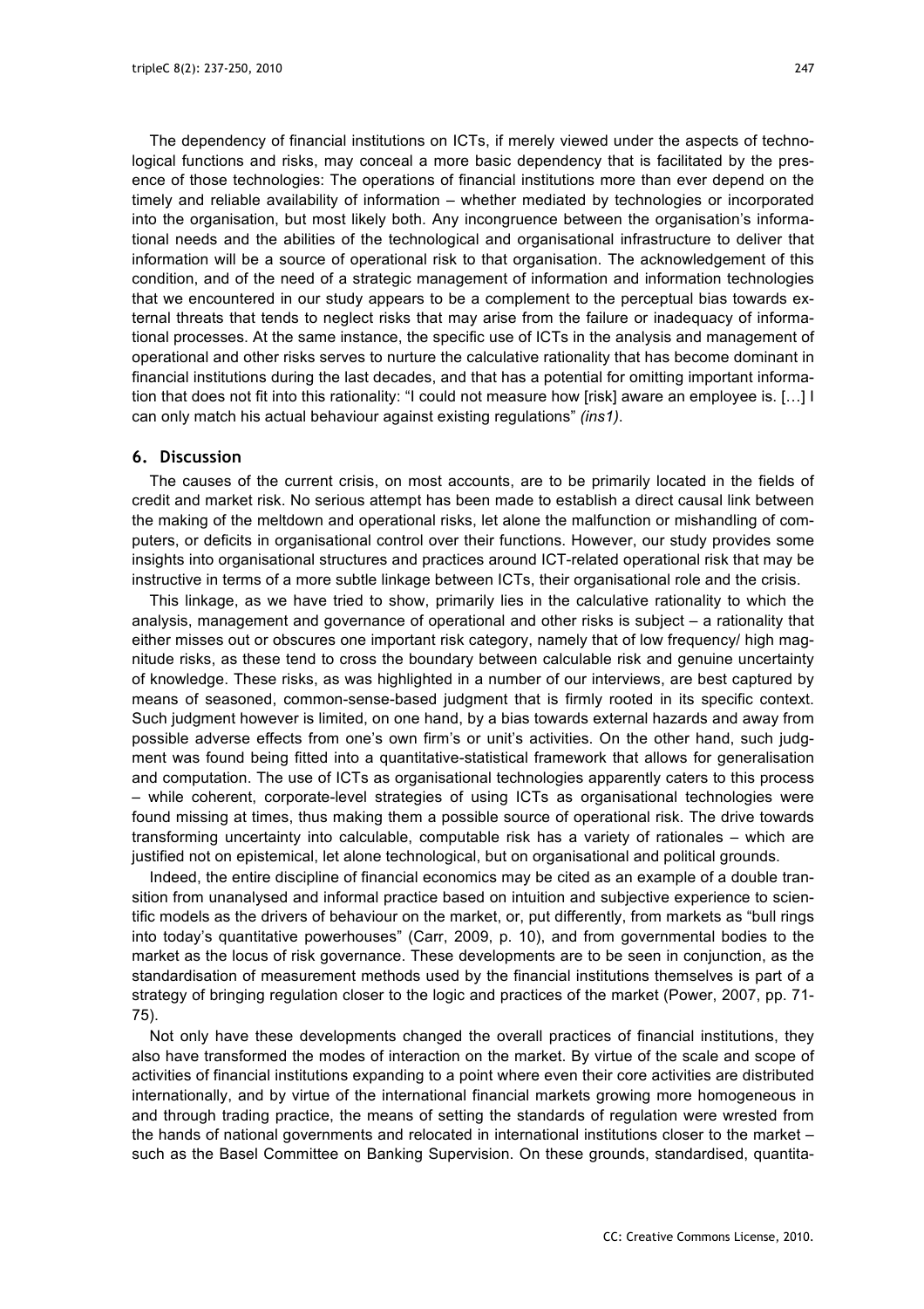The dependency of financial institutions on ICTs, if merely viewed under the aspects of technological functions and risks, may conceal a more basic dependency that is facilitated by the presence of those technologies: The operations of financial institutions more than ever depend on the timely and reliable availability of information – whether mediated by technologies or incorporated into the organisation, but most likely both. Any incongruence between the organisation's informational needs and the abilities of the technological and organisational infrastructure to deliver that information will be a source of operational risk to that organisation. The acknowledgement of this condition, and of the need of a strategic management of information and information technologies that we encountered in our study appears to be a complement to the perceptual bias towards external threats that tends to neglect risks that may arise from the failure or inadequacy of informational processes. At the same instance, the specific use of ICTs in the analysis and management of operational and other risks serves to nurture the calculative rationality that has become dominant in financial institutions during the last decades, and that has a potential for omitting important information that does not fit into this rationality: "I could not measure how [risk] aware an employee is. […] I can only match his actual behaviour against existing regulations" *(ins1)*.

## 6. Discussion

The causes of the current crisis, on most accounts, are to be primarily located in the fields of credit and market risk. No serious attempt has been made to establish a direct causal link between the making of the meltdown and operational risks, let alone the malfunction or mishandling of computers, or deficits in organisational control over their functions. However, our study provides some insights into organisational structures and practices around ICT-related operational risk that may be instructive in terms of a more subtle linkage between ICTs, their organisational role and the crisis.

This linkage, as we have tried to show, primarily lies in the calculative rationality to which the analysis, management and governance of operational and other risks is subject – a rationality that either misses out or obscures one important risk category, namely that of low frequency/ high magnitude risks, as these tend to cross the boundary between calculable risk and genuine uncertainty of knowledge. These risks, as was highlighted in a number of our interviews, are best captured by means of seasoned, common-sense-based judgment that is firmly rooted in its specific context. Such judgment however is limited, on one hand, by a bias towards external hazards and away from possible adverse effects from one's own firm's or unit's activities. On the other hand, such judgment was found being fitted into a quantitative-statistical framework that allows for generalisation and computation. The use of ICTs as organisational technologies apparently caters to this process – while coherent, corporate-level strategies of using ICTs as organisational technologies were found missing at times, thus making them a possible source of operational risk. The drive towards transforming uncertainty into calculable, computable risk has a variety of rationales – which are justified not on epistemical, let alone technological, but on organisational and political grounds.

Indeed, the entire discipline of financial economics may be cited as an example of a double transition from unanalysed and informal practice based on intuition and subjective experience to scientific models as the drivers of behaviour on the market, or, put differently, from markets as "bull rings into today's quantitative powerhouses" (Carr, 2009, p. 10), and from governmental bodies to the market as the locus of risk governance. These developments are to be seen in conjunction, as the standardisation of measurement methods used by the financial institutions themselves is part of a strategy of bringing regulation closer to the logic and practices of the market (Power, 2007, pp. 71-75).

Not only have these developments changed the overall practices of financial institutions, they also have transformed the modes of interaction on the market. By virtue of the scale and scope of activities of financial institutions expanding to a point where even their core activities are distributed internationally, and by virtue of the international financial markets growing more homogeneous in and through trading practice, the means of setting the standards of regulation were wrested from the hands of national governments and relocated in international institutions closer to the market – such as the Basel Committee on Banking Supervision. On these grounds, standardised, quantita-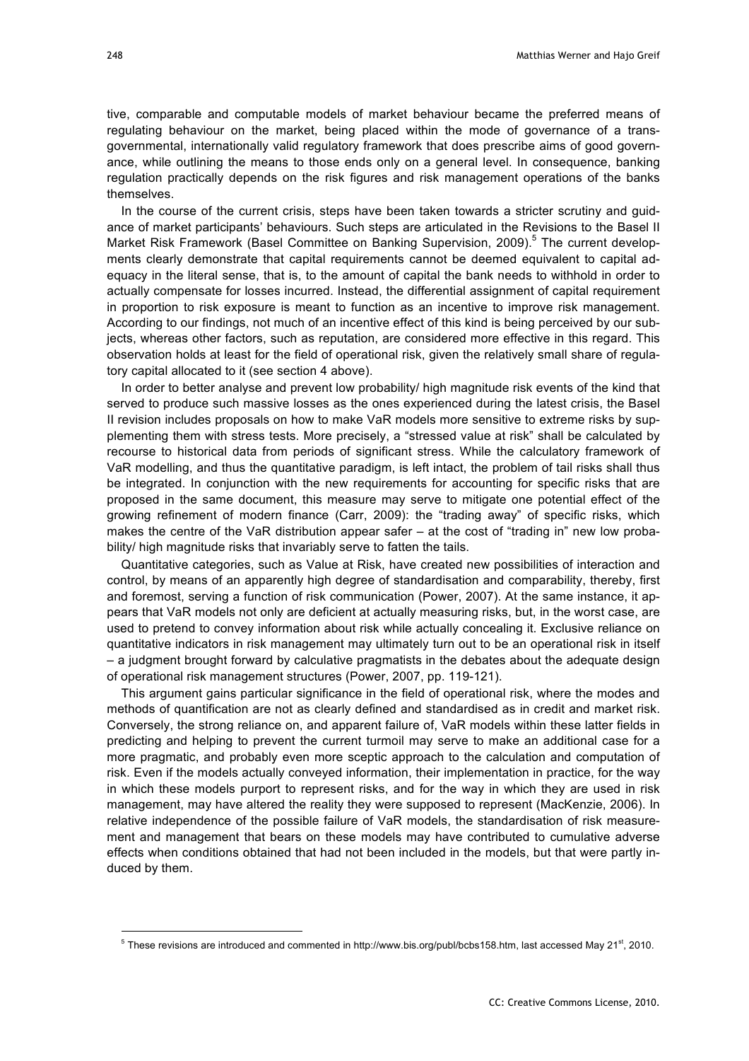tive, comparable and computable models of market behaviour became the preferred means of regulating behaviour on the market, being placed within the mode of governance of a transgovernmental, internationally valid regulatory framework that does prescribe aims of good governance, while outlining the means to those ends only on a general level. In consequence, banking regulation practically depends on the risk figures and risk management operations of the banks themselves.

In the course of the current crisis, steps have been taken towards a stricter scrutiny and guidance of market participants' behaviours. Such steps are articulated in the Revisions to the Basel II Market Risk Framework (Basel Committee on Banking Supervision, 2009).[5] The current developments clearly demonstrate that capital requirements cannot be deemed equivalent to capital adequacy in the literal sense, that is, to the amount of capital the bank needs to withhold in order to actually compensate for losses incurred. Instead, the differential assignment of capital requirement in proportion to risk exposure is meant to function as an incentive to improve risk management. According to our findings, not much of an incentive effect of this kind is being perceived by our subjects, whereas other factors, such as reputation, are considered more effective in this regard. This observation holds at least for the field of operational risk, given the relatively small share of regulatory capital allocated to it (see section 4 above).

In order to better analyse and prevent low probability/ high magnitude risk events of the kind that served to produce such massive losses as the ones experienced during the latest crisis, the Basel II revision includes proposals on how to make VaR models more sensitive to extreme risks by supplementing them with stress tests. More precisely, a "stressed value at risk" shall be calculated by recourse to historical data from periods of significant stress. While the calculatory framework of VaR modelling, and thus the quantitative paradigm, is left intact, the problem of tail risks shall thus be integrated. In conjunction with the new requirements for accounting for specific risks that are proposed in the same document, this measure may serve to mitigate one potential effect of the growing refinement of modern finance (Carr, 2009): the "trading away" of specific risks, which makes the centre of the VaR distribution appear safer – at the cost of "trading in" new low probability/ high magnitude risks that invariably serve to fatten the tails.

Quantitative categories, such as Value at Risk, have created new possibilities of interaction and control, by means of an apparently high degree of standardisation and comparability, thereby, first and foremost, serving a function of risk communication (Power, 2007). At the same instance, it appears that VaR models not only are deficient at actually measuring risks, but, in the worst case, are used to pretend to convey information about risk while actually concealing it. Exclusive reliance on quantitative indicators in risk management may ultimately turn out to be an operational risk in itself – a judgment brought forward by calculative pragmatists in the debates about the adequate design of operational risk management structures (Power, 2007, pp. 119-121).

This argument gains particular significance in the field of operational risk, where the modes and methods of quantification are not as clearly defined and standardised as in credit and market risk. Conversely, the strong reliance on, and apparent failure of, VaR models within these latter fields in predicting and helping to prevent the current turmoil may serve to make an additional case for a more pragmatic, and probably even more sceptic approach to the calculation and computation of risk. Even if the models actually conveyed information, their implementation in practice, for the way in which these models purport to represent risks, and for the way in which they are used in risk management, may have altered the reality they were supposed to represent (MacKenzie, 2006). In relative independence of the possible failure of VaR models, the standardisation of risk measurement and management that bears on these models may have contributed to cumulative adverse effects when conditions obtained that had not been included in the models, but that were partly induced by them.

[5] These revisions are introduced and commented in http://www.bis.org/publ/bcbs158.htm, last accessed May 21st, 2010.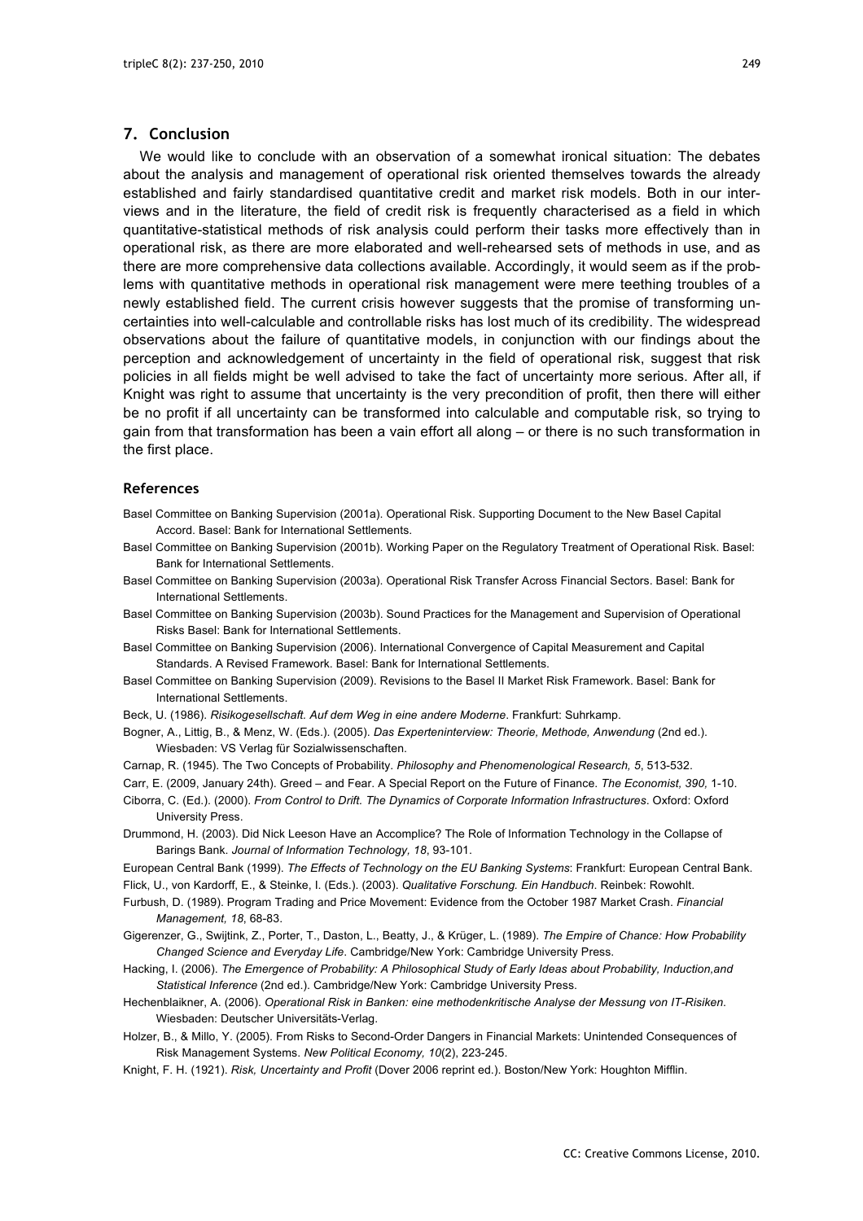## 7. Conclusion

We would like to conclude with an observation of a somewhat ironical situation: The debates about the analysis and management of operational risk oriented themselves towards the already established and fairly standardised quantitative credit and market risk models. Both in our interviews and in the literature, the field of credit risk is frequently characterised as a field in which quantitative-statistical methods of risk analysis could perform their tasks more effectively than in operational risk, as there are more elaborated and well-rehearsed sets of methods in use, and as there are more comprehensive data collections available. Accordingly, it would seem as if the problems with quantitative methods in operational risk management were mere teething troubles of a newly established field. The current crisis however suggests that the promise of transforming uncertainties into well-calculable and controllable risks has lost much of its credibility. The widespread observations about the failure of quantitative models, in conjunction with our findings about the perception and acknowledgement of uncertainty in the field of operational risk, suggest that risk policies in all fields might be well advised to take the fact of uncertainty more serious. After all, if Knight was right to assume that uncertainty is the very precondition of profit, then there will either be no profit if all uncertainty can be transformed into calculable and computable risk, so trying to gain from that transformation has been a vain effort all along – or there is no such transformation in the first place.

### References

Basel Committee on Banking Supervision (2001a). Operational Risk. Supporting Document to the New Basel Capital Accord. Basel: Bank for International Settlements.

Basel Committee on Banking Supervision (2001b). Working Paper on the Regulatory Treatment of Operational Risk. Basel: Bank for International Settlements.

Basel Committee on Banking Supervision (2003a). Operational Risk Transfer Across Financial Sectors. Basel: Bank for International Settlements.

Basel Committee on Banking Supervision (2003b). Sound Practices for the Management and Supervision of Operational Risks Basel: Bank for International Settlements.

Basel Committee on Banking Supervision (2006). International Convergence of Capital Measurement and Capital Standards. A Revised Framework. Basel: Bank for International Settlements.

Basel Committee on Banking Supervision (2009). Revisions to the Basel II Market Risk Framework. Basel: Bank for International Settlements.

Beck, U. (1986). *Risikogesellschaft. Auf dem Weg in eine andere Moderne*. Frankfurt: Suhrkamp.

Bogner, A., Littig, B., & Menz, W. (Eds.). (2005). *Das Experteninterview: Theorie, Methode, Anwendung* (2nd ed.). Wiesbaden: VS Verlag für Sozialwissenschaften.

Carnap, R. (1945). The Two Concepts of Probability. *Philosophy and Phenomenological Research, 5*, 513-532.

Carr, E. (2009, January 24th). Greed – and Fear. A Special Report on the Future of Finance. *The Economist, 390*, 1-10.

Ciborra, C. (Ed.). (2000). *From Control to Drift. The Dynamics of Corporate Information Infrastructures*. Oxford: Oxford University Press.

Drummond, H. (2003). Did Nick Leeson Have an Accomplice? The Role of Information Technology in the Collapse of Barings Bank. *Journal of Information Technology, 18*, 93-101.

European Central Bank (1999). *The Effects of Technology on the EU Banking Systems*: Frankfurt: European Central Bank.

Flick, U., von Kardorff, E., & Steinke, I. (Eds.). (2003). *Qualitative Forschung. Ein Handbuch*. Reinbek: Rowohlt.

Furbush, D. (1989). Program Trading and Price Movement: Evidence from the October 1987 Market Crash. *Financial Management, 18*, 68-83.

Gigerenzer, G., Swijtink, Z., Porter, T., Daston, L., Beatty, J., & Krüger, L. (1989). *The Empire of Chance: How Probability Changed Science and Everyday Life*. Cambridge/New York: Cambridge University Press.

Hacking, I. (2006). *The Emergence of Probability: A Philosophical Study of Early Ideas about Probability, Induction,and Statistical Inference* (2nd ed.). Cambridge/New York: Cambridge University Press.

Hechenblaikner, A. (2006). *Operational Risk in Banken: eine methodenkritische Analyse der Messung von IT-Risiken*. Wiesbaden: Deutscher Universitäts-Verlag.

Holzer, B., & Millo, Y. (2005). From Risks to Second-Order Dangers in Financial Markets: Unintended Consequences of Risk Management Systems. *New Political Economy, 10*(2), 223-245.

Knight, F. H. (1921). *Risk, Uncertainty and Profit* (Dover 2006 reprint ed.). Boston/New York: Houghton Mifflin.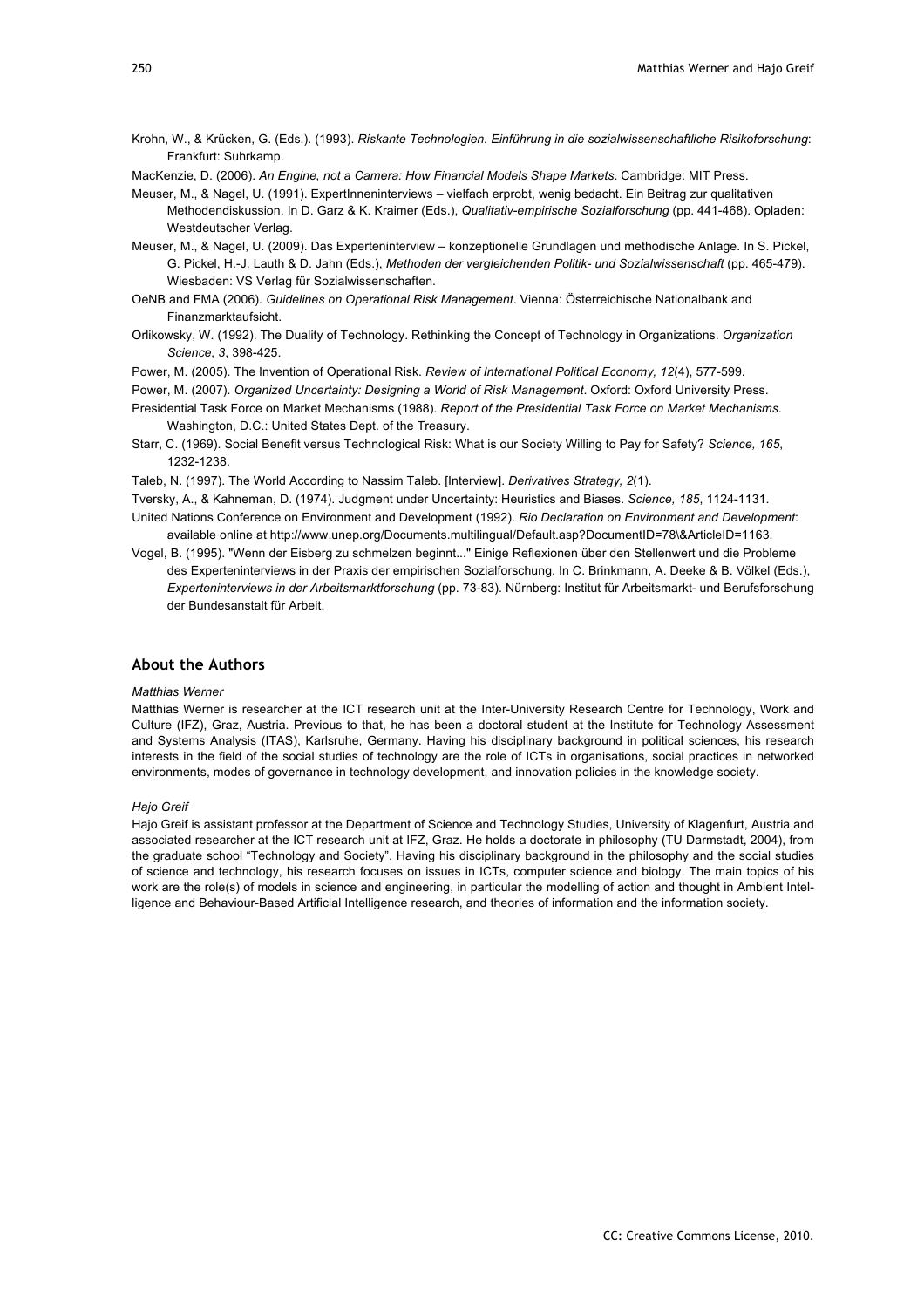Krohn, W., & Krücken, G. (Eds.). (1993). *Riskante Technologien. Einführung in die sozialwissenschaftliche Risikoforschung*: Frankfurt: Suhrkamp.

MacKenzie, D. (2006). *An Engine, not a Camera: How Financial Models Shape Markets*. Cambridge: MIT Press.

Meuser, M., & Nagel, U. (1991). ExpertInneninterviews – vielfach erprobt, wenig bedacht. Ein Beitrag zur qualitativen Methodendiskussion. In D. Garz & K. Kraimer (Eds.), *Qualitativ-empirische Sozialforschung* (pp. 441-468). Opladen: Westdeutscher Verlag.

Meuser, M., & Nagel, U. (2009). Das Experteninterview – konzeptionelle Grundlagen und methodische Anlage. In S. Pickel, G. Pickel, H.-J. Lauth & D. Jahn (Eds.), *Methoden der vergleichenden Politik- und Sozialwissenschaft* (pp. 465-479). Wiesbaden: VS Verlag für Sozialwissenschaften.

OeNB and FMA (2006). *Guidelines on Operational Risk Management*. Vienna: Österreichische Nationalbank and Finanzmarktaufsicht.

Orlikowsky, W. (1992). The Duality of Technology. Rethinking the Concept of Technology in Organizations. *Organization Science, 3*, 398-425.

Power, M. (2005). The Invention of Operational Risk. *Review of International Political Economy, 12*(4), 577-599.

Power, M. (2007). *Organized Uncertainty: Designing a World of Risk Management*. Oxford: Oxford University Press.

Presidential Task Force on Market Mechanisms (1988). *Report of the Presidential Task Force on Market Mechanisms*. Washington, D.C.: United States Dept. of the Treasury.

Starr, C. (1969). Social Benefit versus Technological Risk: What is our Society Willing to Pay for Safety? *Science, 165*, 1232-1238.

Taleb, N. (1997). The World According to Nassim Taleb. [Interview]. *Derivatives Strategy, 2*(1).

Tversky, A., & Kahneman, D. (1974). Judgment under Uncertainty: Heuristics and Biases. *Science, 185*, 1124-1131.

United Nations Conference on Environment and Development (1992). *Rio Declaration on Environment and Development*: available online at http://www.unep.org/Documents.multilingual/Default.asp?DocumentID=78\&ArticleID=1163.

Vogel, B. (1995). "Wenn der Eisberg zu schmelzen beginnt..." Einige Reflexionen über den Stellenwert und die Probleme des Experteninterviews in der Praxis der empirischen Sozialforschung. In C. Brinkmann, A. Deeke & B. Völkel (Eds.), *Experteninterviews in der Arbeitsmarktforschung* (pp. 73-83). Nürnberg: Institut für Arbeitsmarkt- und Berufsforschung der Bundesanstalt für Arbeit.

## About the Authors

*Matthias Werner*

Matthias Werner is researcher at the ICT research unit at the Inter-University Research Centre for Technology, Work and Culture (IFZ), Graz, Austria. Previous to that, he has been a doctoral student at the Institute for Technology Assessment and Systems Analysis (ITAS), Karlsruhe, Germany. Having his disciplinary background in political sciences, his research interests in the field of the social studies of technology are the role of ICTs in organisations, social practices in networked environments, modes of governance in technology development, and innovation policies in the knowledge society.

*Hajo Greif*

Hajo Greif is assistant professor at the Department of Science and Technology Studies, University of Klagenfurt, Austria and associated researcher at the ICT research unit at IFZ, Graz. He holds a doctorate in philosophy (TU Darmstadt, 2004), from the graduate school "Technology and Society". Having his disciplinary background in the philosophy and the social studies of science and technology, his research focuses on issues in ICTs, computer science and biology. The main topics of his work are the role(s) of models in science and engineering, in particular the modelling of action and thought in Ambient Intelligence and Behaviour-Based Artificial Intelligence research, and theories of information and the information society.